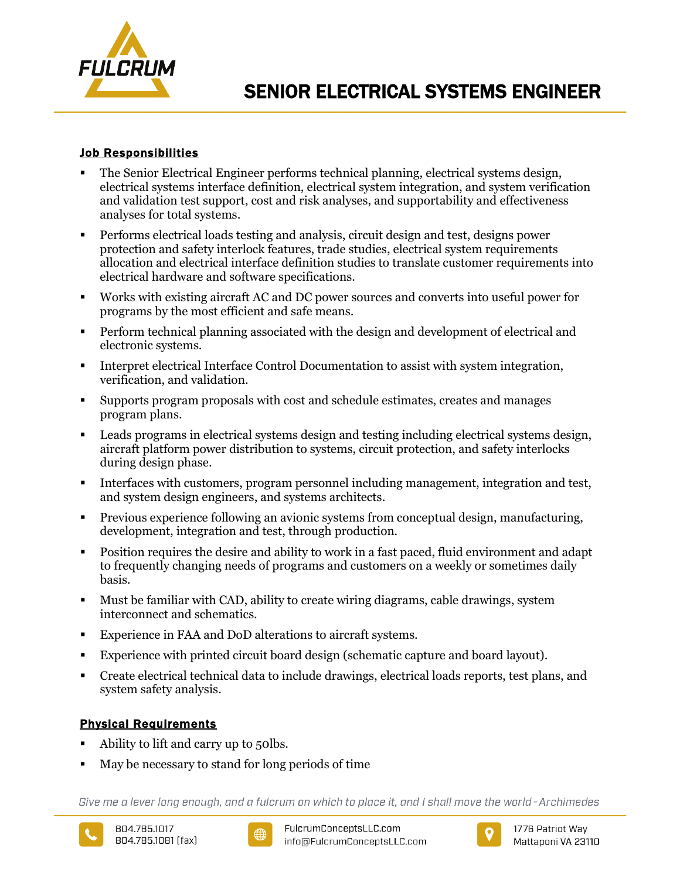FULCRUM

# SENIOR ELECTRICAL SYSTEMS ENGINEER

## Job Responsibilities

- The Senior Electrical Engineer performs technical planning, electrical systems design, electrical systems interface definition, electrical system integration, and system verification and validation test support, cost and risk analyses, and supportability and effectiveness analyses for total systems.
- Performs electrical loads testing and analysis, circuit design and test, designs power protection and safety interlock features, trade studies, electrical system requirements allocation and electrical interface definition studies to translate customer requirements into electrical hardware and software specifications.
- Works with existing aircraft AC and DC power sources and converts into useful power for programs by the most efficient and safe means.
- Perform technical planning associated with the design and development of electrical and electronic systems.
- Interpret electrical Interface Control Documentation to assist with system integration, verification, and validation.
- Supports program proposals with cost and schedule estimates, creates and manages program plans.
- Leads programs in electrical systems design and testing including electrical systems design, aircraft platform power distribution to systems, circuit protection, and safety interlocks during design phase.
- Interfaces with customers, program personnel including management, integration and test, and system design engineers, and systems architects.
- Previous experience following an avionic systems from conceptual design, manufacturing, development, integration and test, through production.
- Position requires the desire and ability to work in a fast paced, fluid environment and adapt to frequently changing needs of programs and customers on a weekly or sometimes daily basis.
- Must be familiar with CAD, ability to create wiring diagrams, cable drawings, system interconnect and schematics.
- Experience in FAA and DoD alterations to aircraft systems.
- Experience with printed circuit board design (schematic capture and board layout).
- Create electrical technical data to include drawings, electrical loads reports, test plans, and system safety analysis.

## Physical Requirements

- Ability to lift and carry up to 50lbs.
- May be necessary to stand for long periods of time

*Give me a lever long enough, and a fulcrum on which to place it, and I shall move the world - Archimedes*

804.785.1017
804.785.1081 (fax)

FulcrumConceptsLLC.com
info@FulcrumConceptsLLC.com

1776 Patriot Way
Mattaponi VA 23110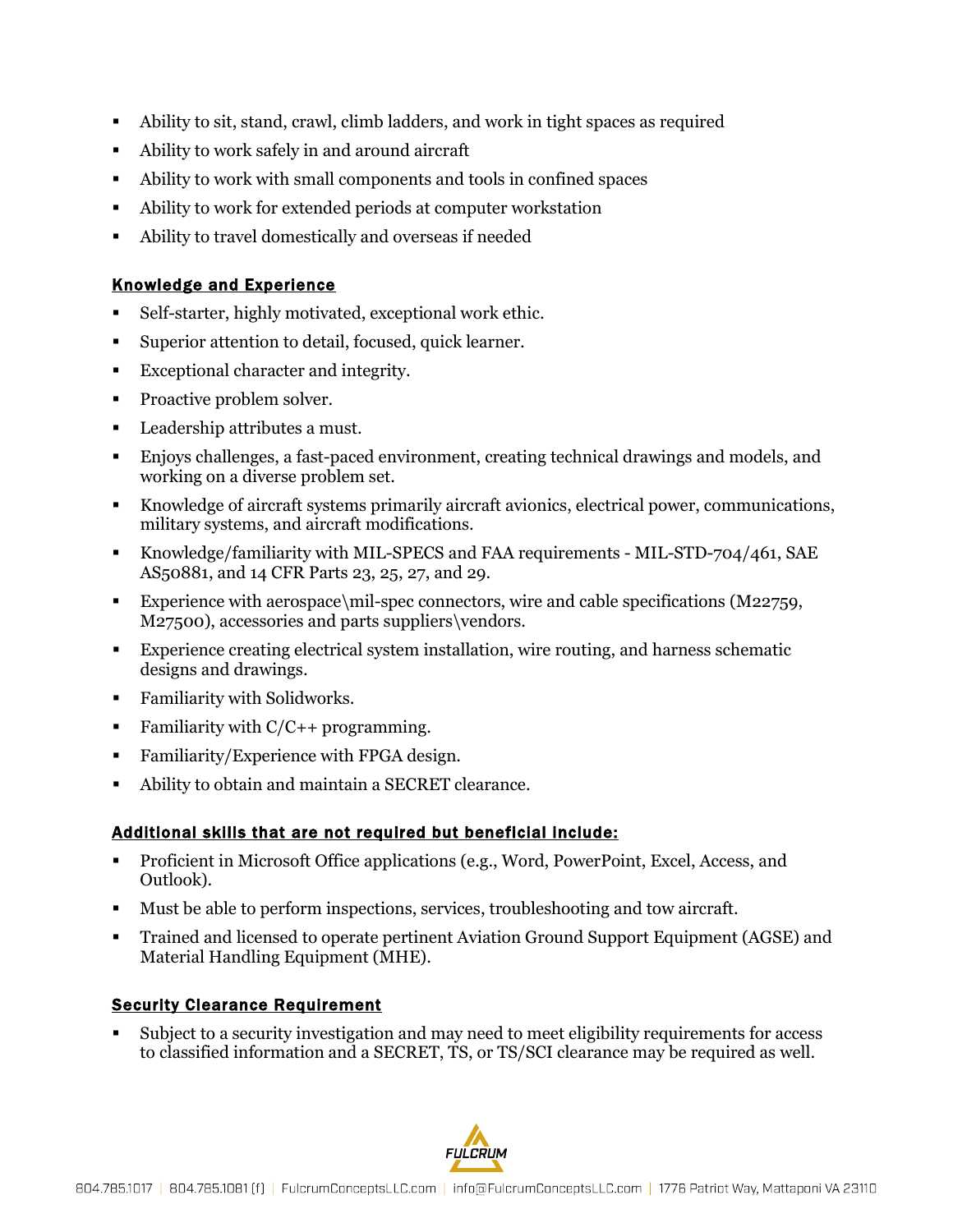- Ability to sit, stand, crawl, climb ladders, and work in tight spaces as required
- Ability to work safely in and around aircraft
- Ability to work with small components and tools in confined spaces
- Ability to work for extended periods at computer workstation
- Ability to travel domestically and overseas if needed

## Knowledge and Experience

- Self-starter, highly motivated, exceptional work ethic.
- Superior attention to detail, focused, quick learner.
- Exceptional character and integrity.
- Proactive problem solver.
- Leadership attributes a must.
- Enjoys challenges, a fast-paced environment, creating technical drawings and models, and working on a diverse problem set.
- Knowledge of aircraft systems primarily aircraft avionics, electrical power, communications, military systems, and aircraft modifications.
- Knowledge/familiarity with MIL-SPECS and FAA requirements - MIL-STD-704/461, SAE AS50881, and 14 CFR Parts 23, 25, 27, and 29.
- Experience with aerospace\mil-spec connectors, wire and cable specifications (M22759, M27500), accessories and parts suppliers\vendors.
- Experience creating electrical system installation, wire routing, and harness schematic designs and drawings.
- Familiarity with Solidworks.
- Familiarity with C/C++ programming.
- Familiarity/Experience with FPGA design.
- Ability to obtain and maintain a SECRET clearance.

## Additional skills that are not required but beneficial include:

- Proficient in Microsoft Office applications (e.g., Word, PowerPoint, Excel, Access, and Outlook).
- Must be able to perform inspections, services, troubleshooting and tow aircraft.
- Trained and licensed to operate pertinent Aviation Ground Support Equipment (AGSE) and Material Handling Equipment (MHE).

## Security Clearance Requirement

- Subject to a security investigation and may need to meet eligibility requirements for access to classified information and a SECRET, TS, or TS/SCI clearance may be required as well.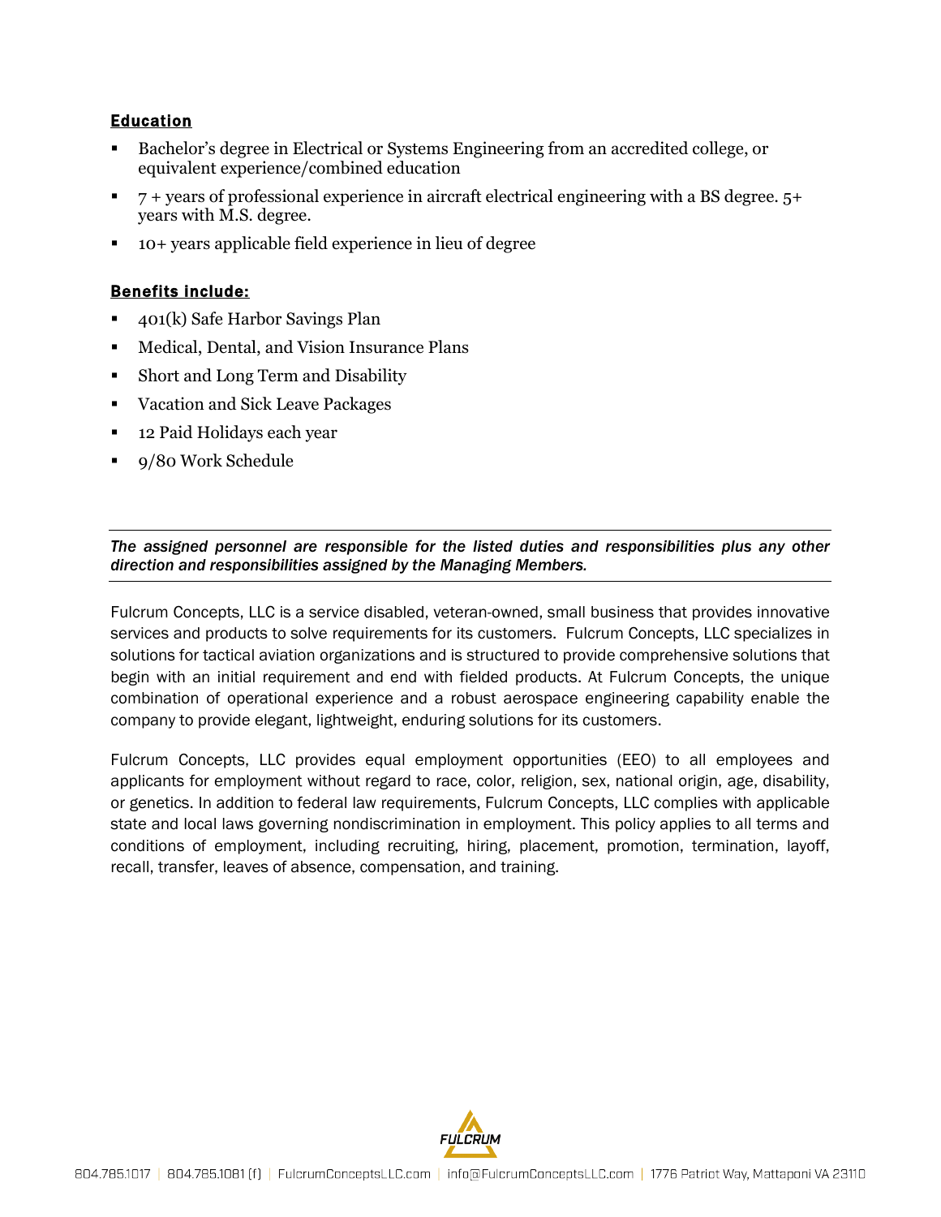## Education

- Bachelor's degree in Electrical or Systems Engineering from an accredited college, or equivalent experience/combined education
- 7 + years of professional experience in aircraft electrical engineering with a BS degree. 5+ years with M.S. degree.
- 10+ years applicable field experience in lieu of degree

## Benefits include:

- 401(k) Safe Harbor Savings Plan
- Medical, Dental, and Vision Insurance Plans
- Short and Long Term and Disability
- Vacation and Sick Leave Packages
- 12 Paid Holidays each year
- 9/80 Work Schedule

---

***The assigned personnel are responsible for the listed duties and responsibilities plus any other direction and responsibilities assigned by the Managing Members.***

---

Fulcrum Concepts, LLC is a service disabled, veteran-owned, small business that provides innovative services and products to solve requirements for its customers. Fulcrum Concepts, LLC specializes in solutions for tactical aviation organizations and is structured to provide comprehensive solutions that begin with an initial requirement and end with fielded products. At Fulcrum Concepts, the unique combination of operational experience and a robust aerospace engineering capability enable the company to provide elegant, lightweight, enduring solutions for its customers.

Fulcrum Concepts, LLC provides equal employment opportunities (EEO) to all employees and applicants for employment without regard to race, color, religion, sex, national origin, age, disability, or genetics. In addition to federal law requirements, Fulcrum Concepts, LLC complies with applicable state and local laws governing nondiscrimination in employment. This policy applies to all terms and conditions of employment, including recruiting, hiring, placement, promotion, termination, layoff, recall, transfer, leaves of absence, compensation, and training.